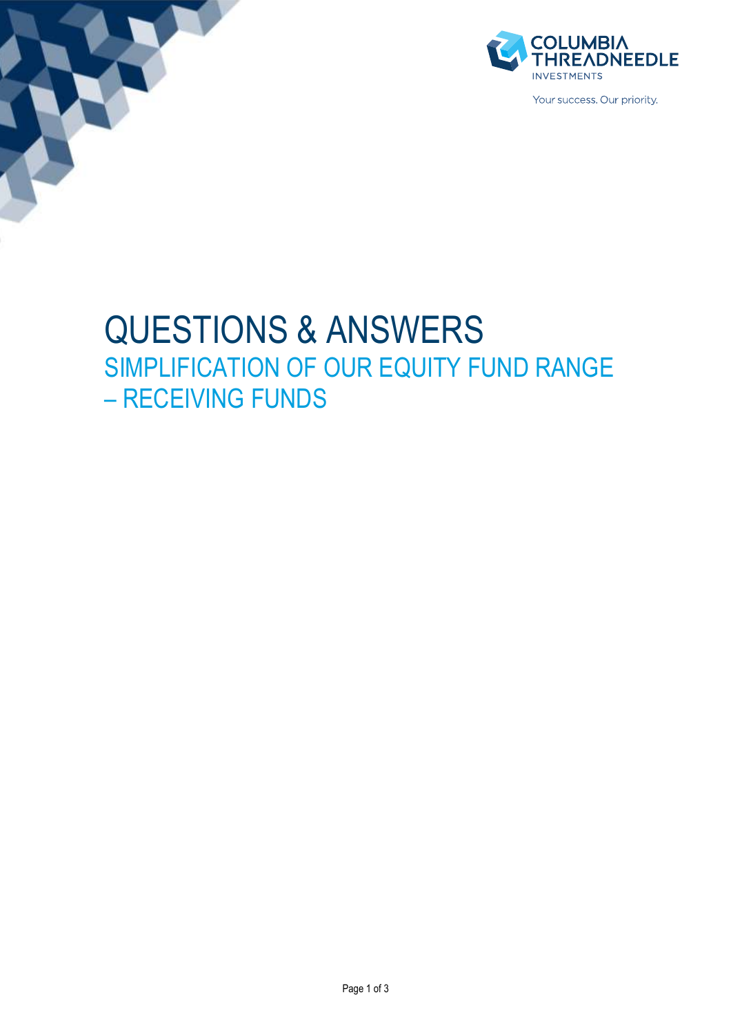COLUMBIA THREADNEEDLE INVESTMENTS

Your success. Our priority.

# QUESTIONS & ANSWERS

## SIMPLIFICATION OF OUR EQUITY FUND RANGE – RECEIVING FUNDS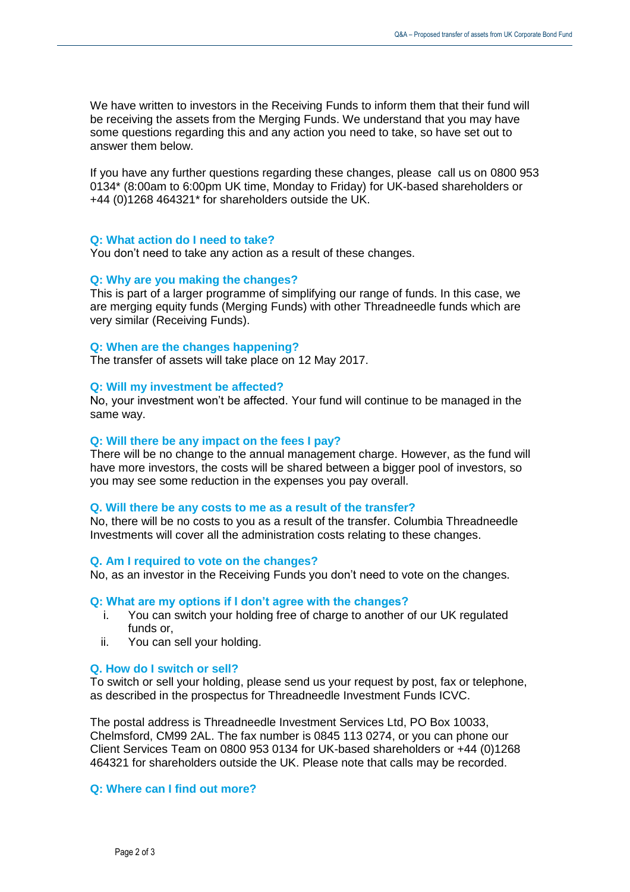We have written to investors in the Receiving Funds to inform them that their fund will be receiving the assets from the Merging Funds. We understand that you may have some questions regarding this and any action you need to take, so have set out to answer them below.

If you have any further questions regarding these changes, please call us on 0800 953 0134* (8:00am to 6:00pm UK time, Monday to Friday) for UK-based shareholders or +44 (0)1268 464321* for shareholders outside the UK.

### Q: What action do I need to take?

You don't need to take any action as a result of these changes.

### Q: Why are you making the changes?

This is part of a larger programme of simplifying our range of funds. In this case, we are merging equity funds (Merging Funds) with other Threadneedle funds which are very similar (Receiving Funds).

### Q: When are the changes happening?

The transfer of assets will take place on 12 May 2017.

### Q: Will my investment be affected?

No, your investment won't be affected. Your fund will continue to be managed in the same way.

### Q: Will there be any impact on the fees I pay?

There will be no change to the annual management charge. However, as the fund will have more investors, the costs will be shared between a bigger pool of investors, so you may see some reduction in the expenses you pay overall.

### Q. Will there be any costs to me as a result of the transfer?

No, there will be no costs to you as a result of the transfer. Columbia Threadneedle Investments will cover all the administration costs relating to these changes.

### Q. Am I required to vote on the changes?

No, as an investor in the Receiving Funds you don't need to vote on the changes.

### Q: What are my options if I don't agree with the changes?

i. You can switch your holding free of charge to another of our UK regulated funds or,
ii. You can sell your holding.

### Q. How do I switch or sell?

To switch or sell your holding, please send us your request by post, fax or telephone, as described in the prospectus for Threadneedle Investment Funds ICVC.

The postal address is Threadneedle Investment Services Ltd, PO Box 10033, Chelmsford, CM99 2AL. The fax number is 0845 113 0274, or you can phone our Client Services Team on 0800 953 0134 for UK-based shareholders or +44 (0)1268 464321 for shareholders outside the UK. Please note that calls may be recorded.

### Q: Where can I find out more?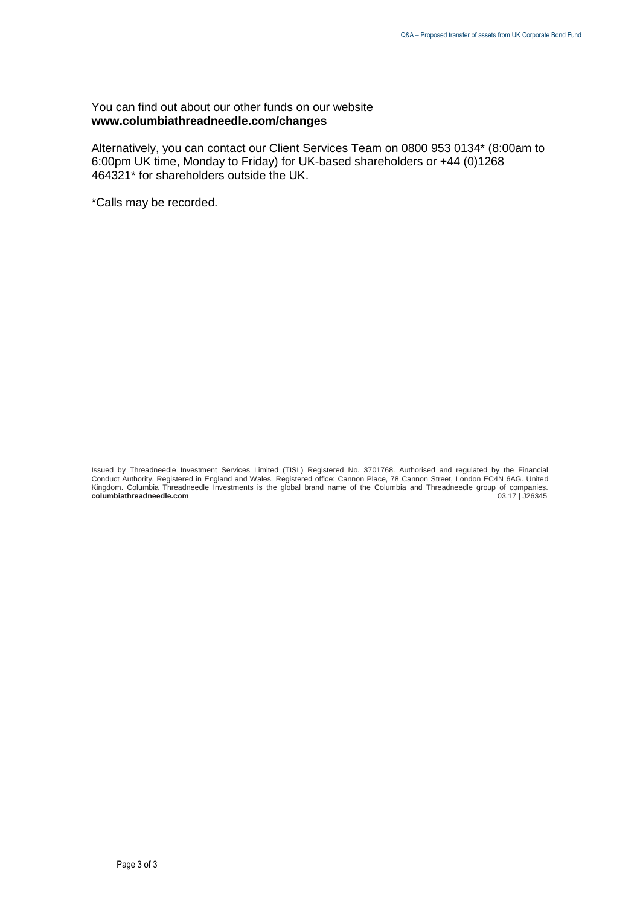You can find out about our other funds on our website
**www.columbiathreadneedle.com/changes**

Alternatively, you can contact our Client Services Team on 0800 953 0134* (8:00am to 6:00pm UK time, Monday to Friday) for UK-based shareholders or +44 (0)1268 464321* for shareholders outside the UK.

*Calls may be recorded.

Issued by Threadneedle Investment Services Limited (TISL) Registered No. 3701768. Authorised and regulated by the Financial Conduct Authority. Registered in England and Wales. Registered office: Cannon Place, 78 Cannon Street, London EC4N 6AG. United Kingdom. Columbia Threadneedle Investments is the global brand name of the Columbia and Threadneedle group of companies.
**columbiathreadneedle.com** 03.17 | J26345